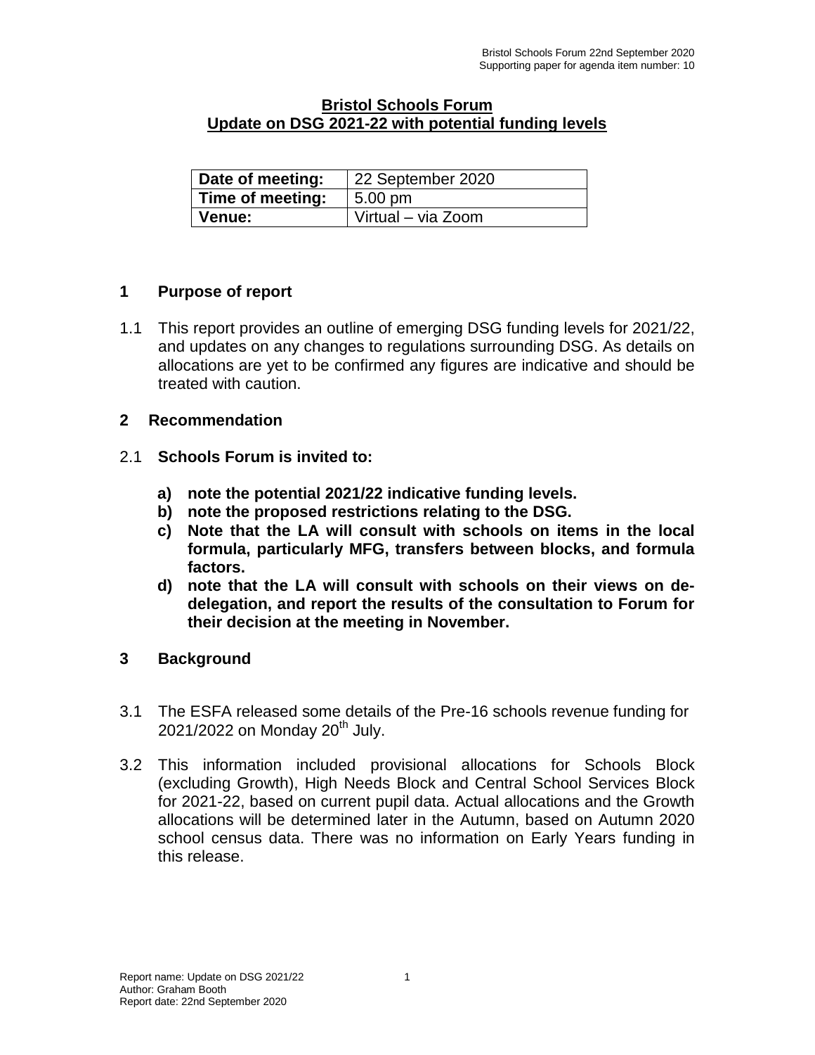# Bristol Schools Forum
## Update on DSG 2021-22 with potential funding levels

| Date of meeting: | 22 September 2020 |
|---|---|
| Time of meeting: | 5.00 pm |
| Venue: | Virtual – via Zoom |

## 1 Purpose of report

1.1 This report provides an outline of emerging DSG funding levels for 2021/22, and updates on any changes to regulations surrounding DSG. As details on allocations are yet to be confirmed any figures are indicative and should be treated with caution.

## 2 Recommendation

2.1 **Schools Forum is invited to:**

- **a) note the potential 2021/22 indicative funding levels.**
- **b) note the proposed restrictions relating to the DSG.**
- **c) Note that the LA will consult with schools on items in the local formula, particularly MFG, transfers between blocks, and formula factors.**
- **d) note that the LA will consult with schools on their views on de-delegation, and report the results of the consultation to Forum for their decision at the meeting in November.**

## 3 Background

3.1 The ESFA released some details of the Pre-16 schools revenue funding for 2021/2022 on Monday 20th July.

3.2 This information included provisional allocations for Schools Block (excluding Growth), High Needs Block and Central School Services Block for 2021-22, based on current pupil data. Actual allocations and the Growth allocations will be determined later in the Autumn, based on Autumn 2020 school census data. There was no information on Early Years funding in this release.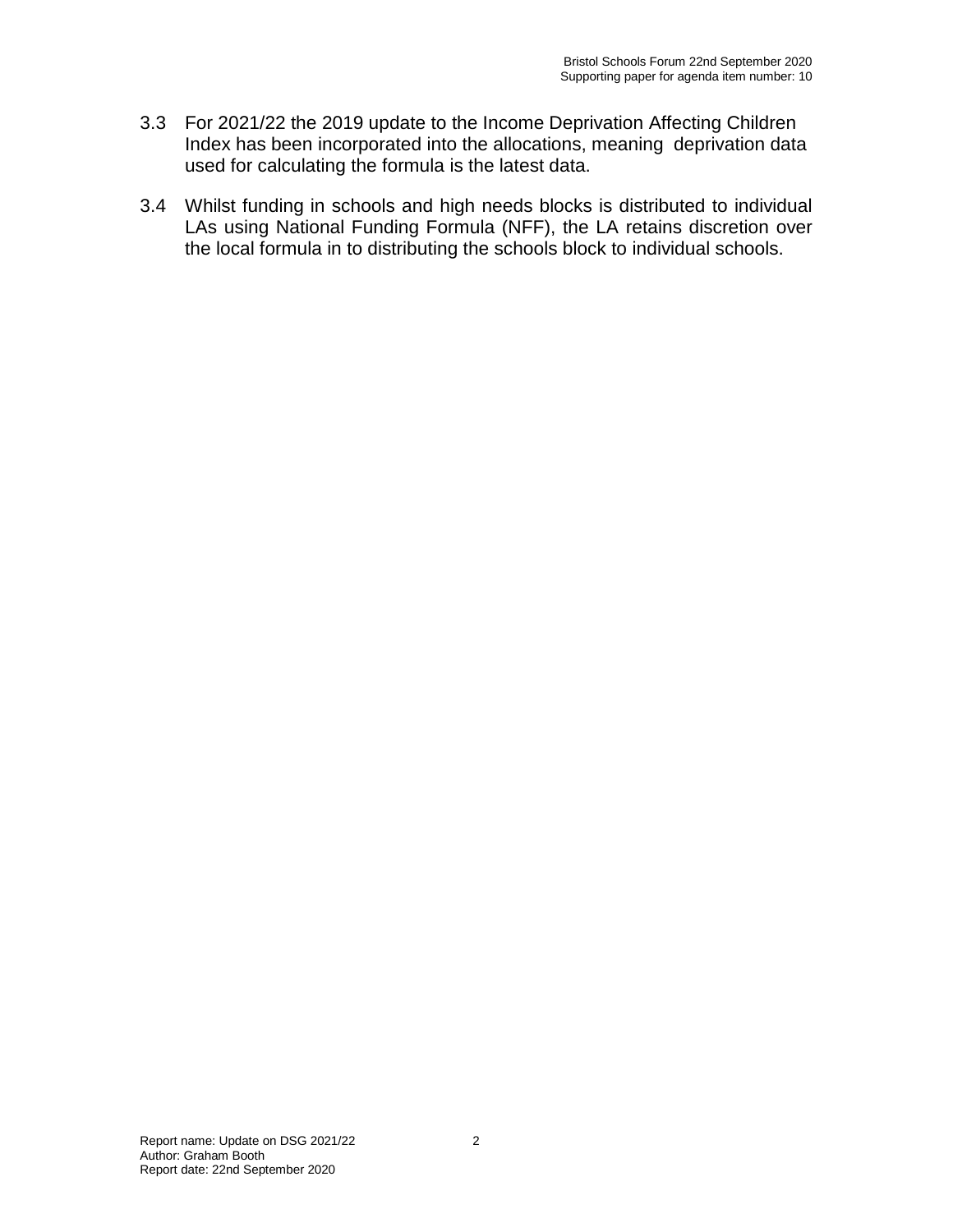3.3 For 2021/22 the 2019 update to the Income Deprivation Affecting Children Index has been incorporated into the allocations, meaning deprivation data used for calculating the formula is the latest data.

3.4 Whilst funding in schools and high needs blocks is distributed to individual LAs using National Funding Formula (NFF), the LA retains discretion over the local formula in to distributing the schools block to individual schools.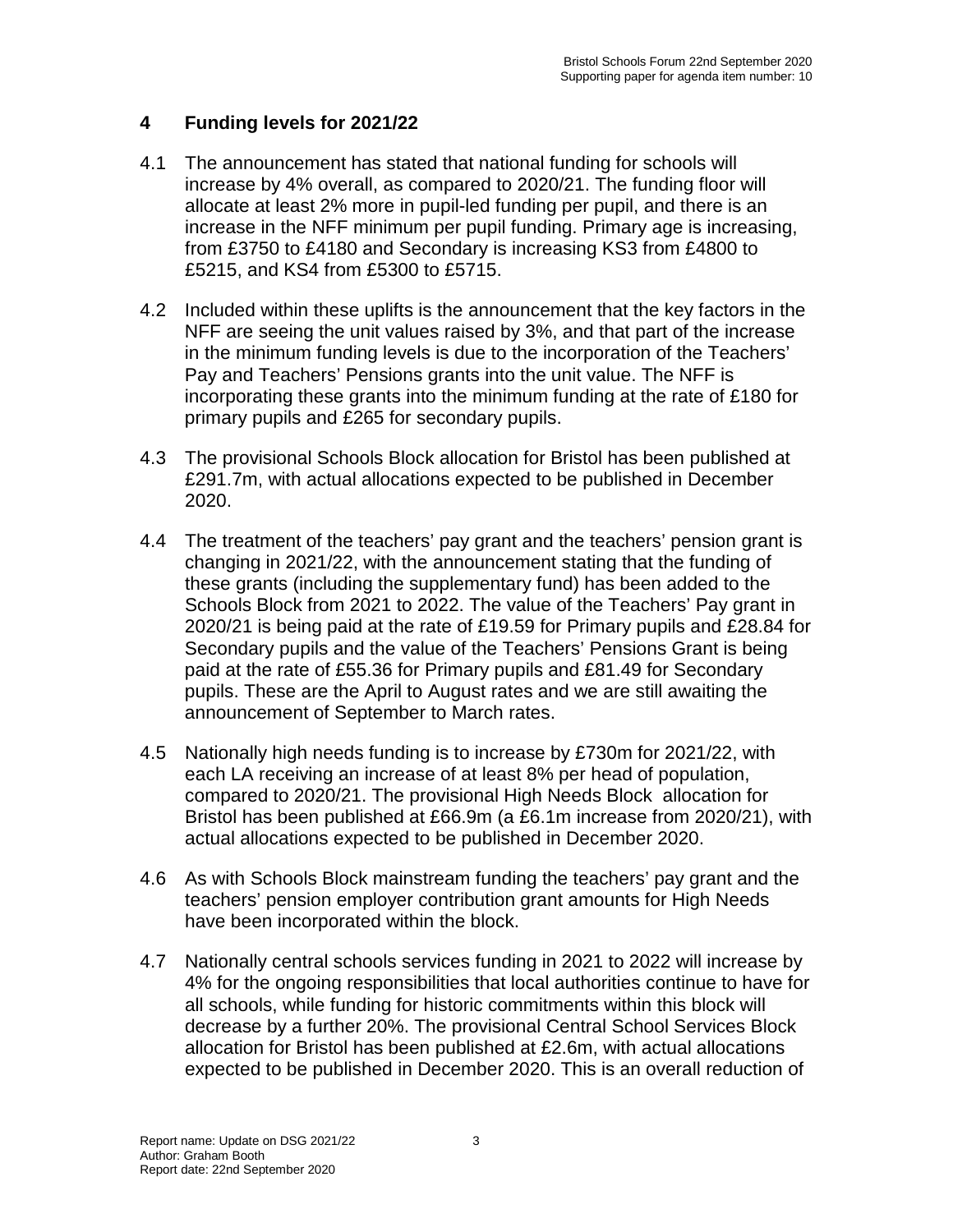## 4 Funding levels for 2021/22

4.1 The announcement has stated that national funding for schools will increase by 4% overall, as compared to 2020/21. The funding floor will allocate at least 2% more in pupil-led funding per pupil, and there is an increase in the NFF minimum per pupil funding. Primary age is increasing, from £3750 to £4180 and Secondary is increasing KS3 from £4800 to £5215, and KS4 from £5300 to £5715.

4.2 Included within these uplifts is the announcement that the key factors in the NFF are seeing the unit values raised by 3%, and that part of the increase in the minimum funding levels is due to the incorporation of the Teachers' Pay and Teachers' Pensions grants into the unit value. The NFF is incorporating these grants into the minimum funding at the rate of £180 for primary pupils and £265 for secondary pupils.

4.3 The provisional Schools Block allocation for Bristol has been published at £291.7m, with actual allocations expected to be published in December 2020.

4.4 The treatment of the teachers' pay grant and the teachers' pension grant is changing in 2021/22, with the announcement stating that the funding of these grants (including the supplementary fund) has been added to the Schools Block from 2021 to 2022. The value of the Teachers' Pay grant in 2020/21 is being paid at the rate of £19.59 for Primary pupils and £28.84 for Secondary pupils and the value of the Teachers' Pensions Grant is being paid at the rate of £55.36 for Primary pupils and £81.49 for Secondary pupils. These are the April to August rates and we are still awaiting the announcement of September to March rates.

4.5 Nationally high needs funding is to increase by £730m for 2021/22, with each LA receiving an increase of at least 8% per head of population, compared to 2020/21. The provisional High Needs Block allocation for Bristol has been published at £66.9m (a £6.1m increase from 2020/21), with actual allocations expected to be published in December 2020.

4.6 As with Schools Block mainstream funding the teachers' pay grant and the teachers' pension employer contribution grant amounts for High Needs have been incorporated within the block.

4.7 Nationally central schools services funding in 2021 to 2022 will increase by 4% for the ongoing responsibilities that local authorities continue to have for all schools, while funding for historic commitments within this block will decrease by a further 20%. The provisional Central School Services Block allocation for Bristol has been published at £2.6m, with actual allocations expected to be published in December 2020. This is an overall reduction of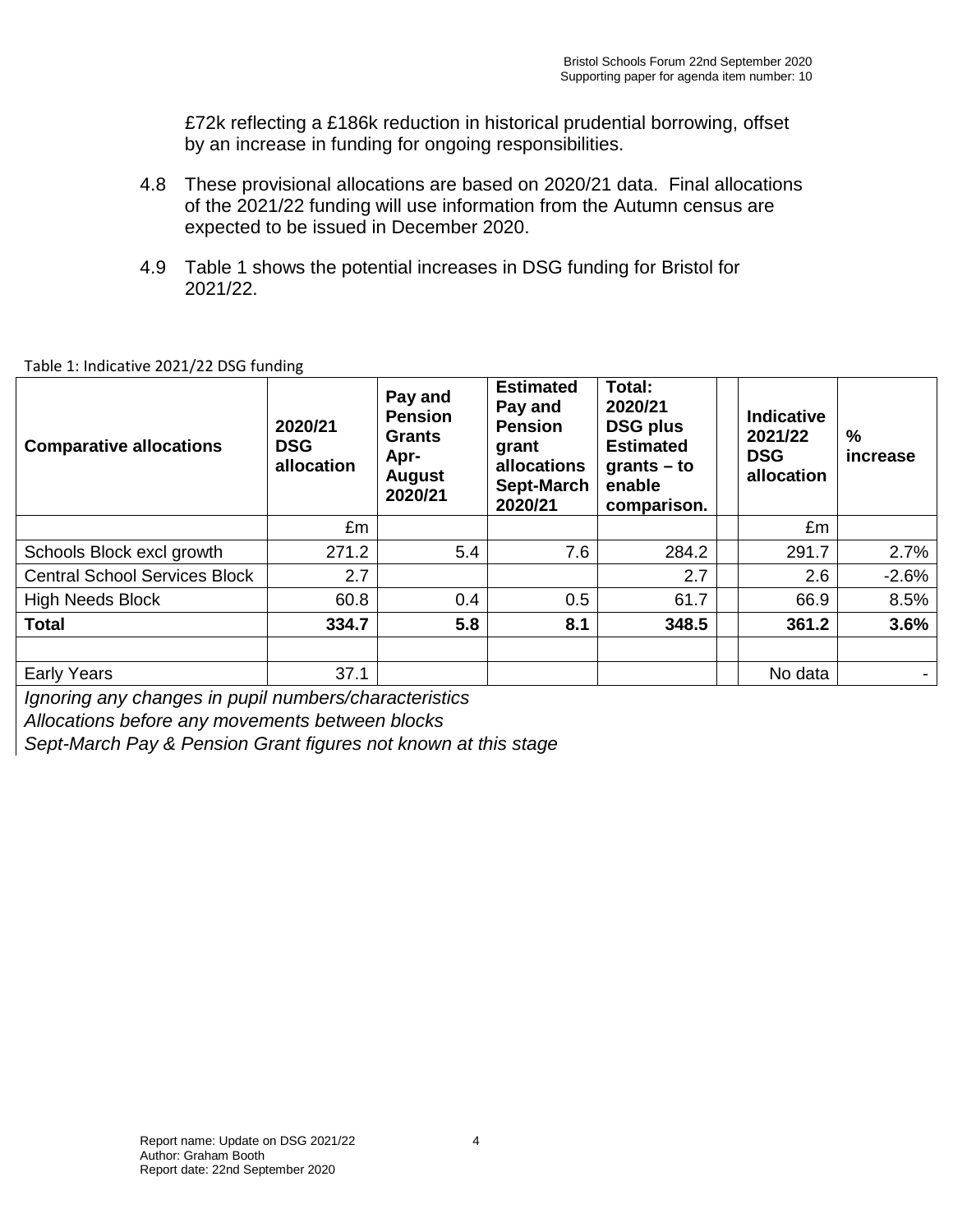£72k reflecting a £186k reduction in historical prudential borrowing, offset by an increase in funding for ongoing responsibilities.

4.8 These provisional allocations are based on 2020/21 data. Final allocations of the 2021/22 funding will use information from the Autumn census are expected to be issued in December 2020.

4.9 Table 1 shows the potential increases in DSG funding for Bristol for 2021/22.

Table 1: Indicative 2021/22 DSG funding

| **Comparative allocations** | **2020/21 DSG allocation** | **Pay and Pension Grants Apr-August 2020/21** | **Estimated Pay and Pension grant allocations Sept-March 2020/21** | **Total: 2020/21 DSG plus Estimated grants – to enable comparison.** | | **Indicative 2021/22 DSG allocation** | **% increase** |
|---|---|---|---|---|---|---|---|
| | £m | | | | | £m | |
| Schools Block excl growth | 271.2 | 5.4 | 7.6 | 284.2 | | 291.7 | 2.7% |
| Central School Services Block | 2.7 | | | 2.7 | | 2.6 | -2.6% |
| High Needs Block | 60.8 | 0.4 | 0.5 | 61.7 | | 66.9 | 8.5% |
| **Total** | **334.7** | **5.8** | **8.1** | **348.5** | | **361.2** | **3.6%** |
| | | | | | | | |
| Early Years | 37.1 | | | | | No data | - |

*Ignoring any changes in pupil numbers/characteristics*
*Allocations before any movements between blocks*
*Sept-March Pay & Pension Grant figures not known at this stage*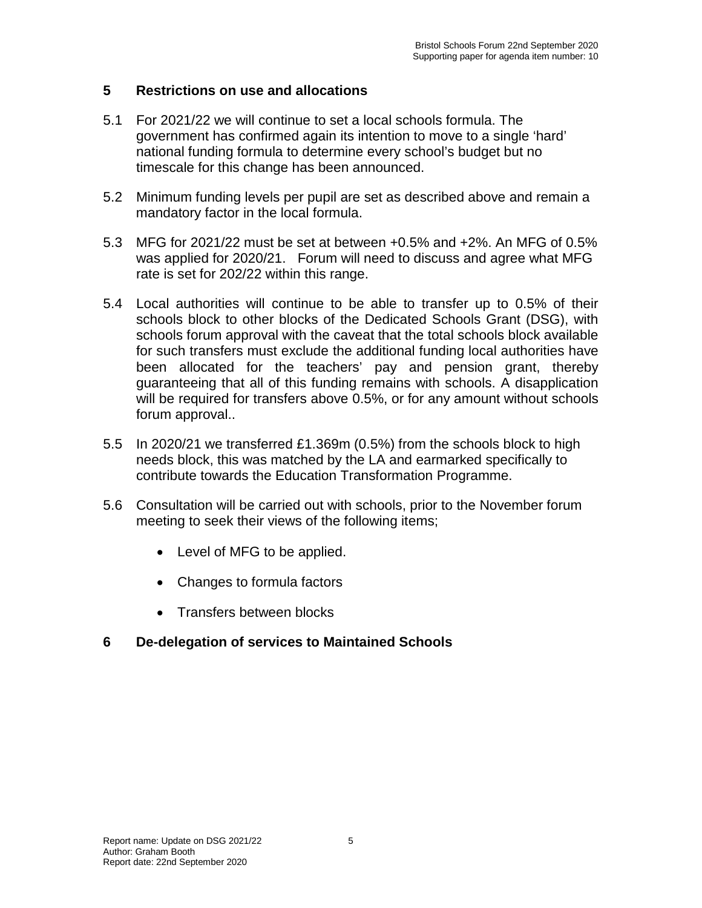## 5 Restrictions on use and allocations

5.1 For 2021/22 we will continue to set a local schools formula. The government has confirmed again its intention to move to a single 'hard' national funding formula to determine every school's budget but no timescale for this change has been announced.

5.2 Minimum funding levels per pupil are set as described above and remain a mandatory factor in the local formula.

5.3 MFG for 2021/22 must be set at between +0.5% and +2%. An MFG of 0.5% was applied for 2020/21. Forum will need to discuss and agree what MFG rate is set for 202/22 within this range.

5.4 Local authorities will continue to be able to transfer up to 0.5% of their schools block to other blocks of the Dedicated Schools Grant (DSG), with schools forum approval with the caveat that the total schools block available for such transfers must exclude the additional funding local authorities have been allocated for the teachers' pay and pension grant, thereby guaranteeing that all of this funding remains with schools. A disapplication will be required for transfers above 0.5%, or for any amount without schools forum approval..

5.5 In 2020/21 we transferred £1.369m (0.5%) from the schools block to high needs block, this was matched by the LA and earmarked specifically to contribute towards the Education Transformation Programme.

5.6 Consultation will be carried out with schools, prior to the November forum meeting to seek their views of the following items;

- Level of MFG to be applied.
- Changes to formula factors
- Transfers between blocks

## 6 De-delegation of services to Maintained Schools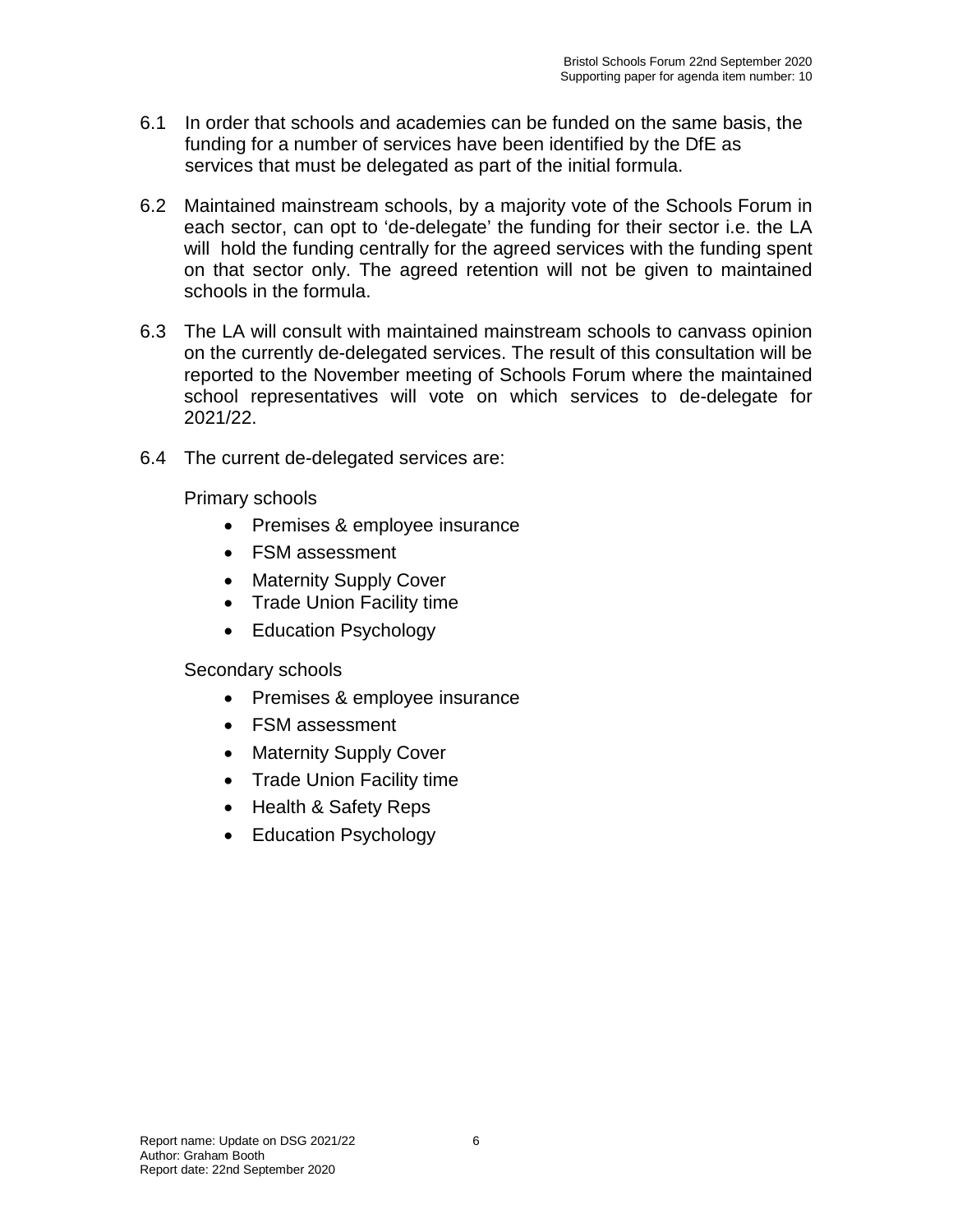6.1 In order that schools and academies can be funded on the same basis, the funding for a number of services have been identified by the DfE as services that must be delegated as part of the initial formula.

6.2 Maintained mainstream schools, by a majority vote of the Schools Forum in each sector, can opt to 'de-delegate' the funding for their sector i.e. the LA will hold the funding centrally for the agreed services with the funding spent on that sector only. The agreed retention will not be given to maintained schools in the formula.

6.3 The LA will consult with maintained mainstream schools to canvass opinion on the currently de-delegated services. The result of this consultation will be reported to the November meeting of Schools Forum where the maintained school representatives will vote on which services to de-delegate for 2021/22.

6.4 The current de-delegated services are:

Primary schools

- Premises & employee insurance
- FSM assessment
- Maternity Supply Cover
- Trade Union Facility time
- Education Psychology

Secondary schools

- Premises & employee insurance
- FSM assessment
- Maternity Supply Cover
- Trade Union Facility time
- Health & Safety Reps
- Education Psychology